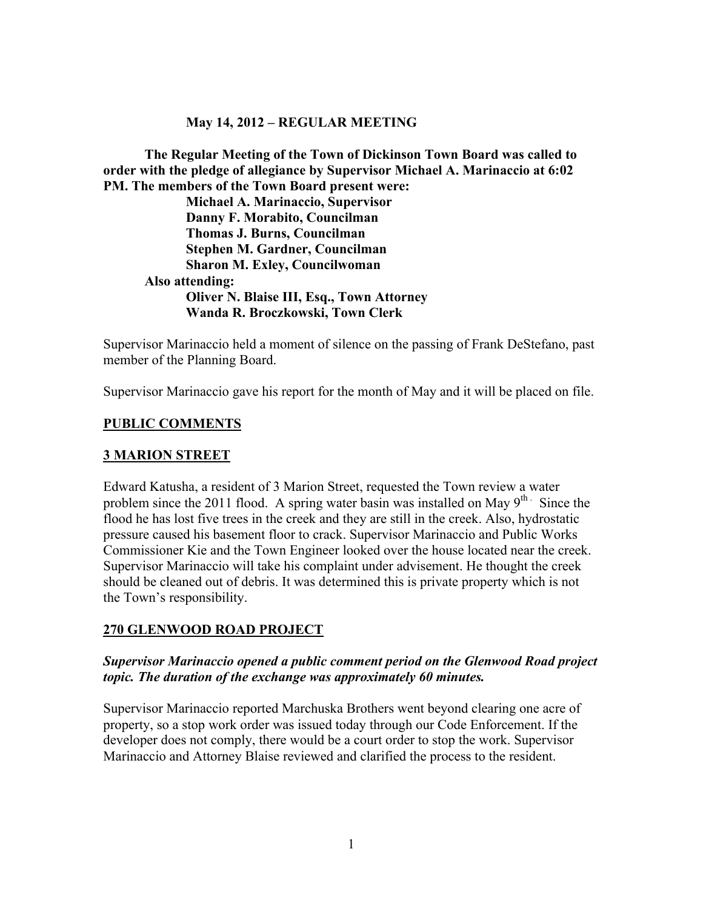**May 14, 2012 – REGULAR MEETING**

**The Regular Meeting of the Town of Dickinson Town Board was called to order with the pledge of allegiance by Supervisor Michael A. Marinaccio at 6:02 PM. The members of the Town Board present were:**

**Michael A. Marinaccio, Supervisor**
**Danny F. Morabito, Councilman**
**Thomas J. Burns, Councilman**
**Stephen M. Gardner, Councilman**
**Sharon M. Exley, Councilwoman**

**Also attending:**

**Oliver N. Blaise III, Esq., Town Attorney**
**Wanda R. Broczkowski, Town Clerk**

Supervisor Marinaccio held a moment of silence on the passing of Frank DeStefano, past member of the Planning Board.

Supervisor Marinaccio gave his report for the month of May and it will be placed on file.

## PUBLIC COMMENTS

## 3 MARION STREET

Edward Katusha, a resident of 3 Marion Street, requested the Town review a water problem since the 2011 flood. A spring water basin was installed on May 9th. Since the flood he has lost five trees in the creek and they are still in the creek. Also, hydrostatic pressure caused his basement floor to crack. Supervisor Marinaccio and Public Works Commissioner Kie and the Town Engineer looked over the house located near the creek. Supervisor Marinaccio will take his complaint under advisement. He thought the creek should be cleaned out of debris. It was determined this is private property which is not the Town's responsibility.

## 270 GLENWOOD ROAD PROJECT

***Supervisor Marinaccio opened a public comment period on the Glenwood Road project topic. The duration of the exchange was approximately 60 minutes.***

Supervisor Marinaccio reported Marchuska Brothers went beyond clearing one acre of property, so a stop work order was issued today through our Code Enforcement. If the developer does not comply, there would be a court order to stop the work. Supervisor Marinaccio and Attorney Blaise reviewed and clarified the process to the resident.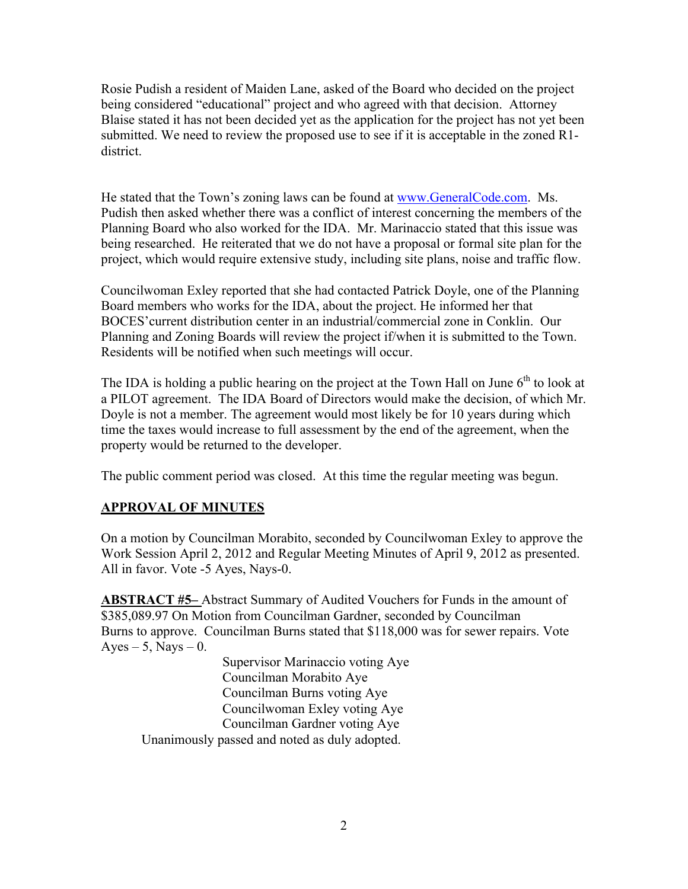Rosie Pudish a resident of Maiden Lane, asked of the Board who decided on the project being considered "educational" project and who agreed with that decision. Attorney Blaise stated it has not been decided yet as the application for the project has not yet been submitted. We need to review the proposed use to see if it is acceptable in the zoned R1-district.

He stated that the Town's zoning laws can be found at www.GeneralCode.com. Ms. Pudish then asked whether there was a conflict of interest concerning the members of the Planning Board who also worked for the IDA. Mr. Marinaccio stated that this issue was being researched. He reiterated that we do not have a proposal or formal site plan for the project, which would require extensive study, including site plans, noise and traffic flow.

Councilwoman Exley reported that she had contacted Patrick Doyle, one of the Planning Board members who works for the IDA, about the project. He informed her that BOCES'current distribution center in an industrial/commercial zone in Conklin. Our Planning and Zoning Boards will review the project if/when it is submitted to the Town. Residents will be notified when such meetings will occur.

The IDA is holding a public hearing on the project at the Town Hall on June 6th to look at a PILOT agreement. The IDA Board of Directors would make the decision, of which Mr. Doyle is not a member. The agreement would most likely be for 10 years during which time the taxes would increase to full assessment by the end of the agreement, when the property would be returned to the developer.

The public comment period was closed. At this time the regular meeting was begun.

**APPROVAL OF MINUTES**

On a motion by Councilman Morabito, seconded by Councilwoman Exley to approve the Work Session April 2, 2012 and Regular Meeting Minutes of April 9, 2012 as presented. All in favor. Vote -5 Ayes, Nays-0.

**ABSTRACT #5–** Abstract Summary of Audited Vouchers for Funds in the amount of $385,089.97 On Motion from Councilman Gardner, seconded by Councilman Burns to approve. Councilman Burns stated that $118,000 was for sewer repairs. Vote Ayes – 5, Nays – 0.

Supervisor Marinaccio voting Aye
Councilman Morabito Aye
Councilman Burns voting Aye
Councilwoman Exley voting Aye
Councilman Gardner voting Aye

Unanimously passed and noted as duly adopted.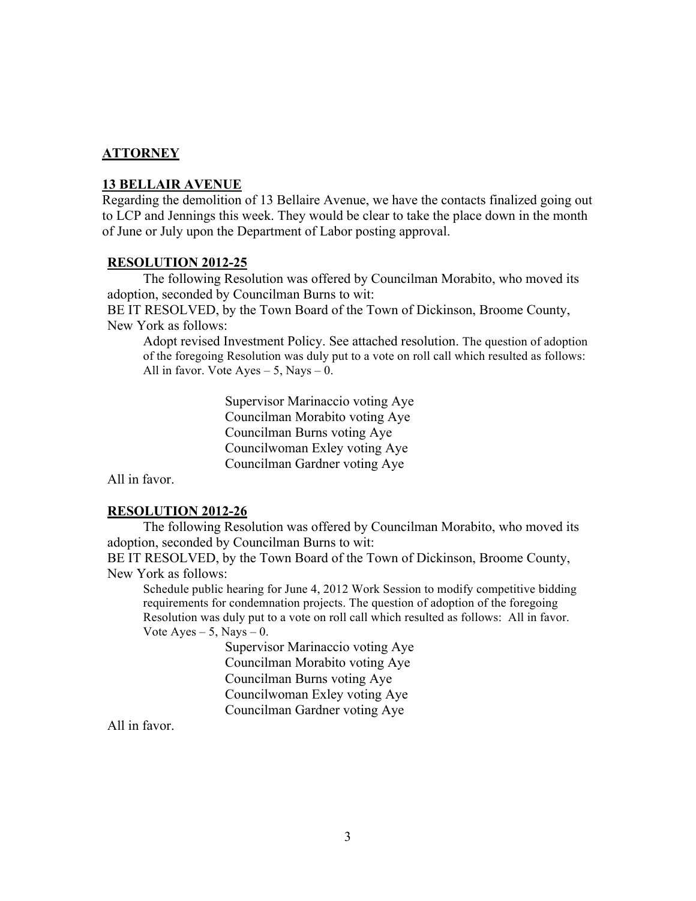**ATTORNEY**

**13 BELLAIR AVENUE**

Regarding the demolition of 13 Bellaire Avenue, we have the contacts finalized going out to LCP and Jennings this week. They would be clear to take the place down in the month of June or July upon the Department of Labor posting approval.

**RESOLUTION 2012-25**

The following Resolution was offered by Councilman Morabito, who moved its adoption, seconded by Councilman Burns to wit:

BE IT RESOLVED, by the Town Board of the Town of Dickinson, Broome County, New York as follows:

Adopt revised Investment Policy. See attached resolution. The question of adoption of the foregoing Resolution was duly put to a vote on roll call which resulted as follows: All in favor. Vote Ayes – 5, Nays – 0.

Supervisor Marinaccio voting Aye
Councilman Morabito voting Aye
Councilman Burns voting Aye
Councilwoman Exley voting Aye
Councilman Gardner voting Aye

All in favor.

**RESOLUTION 2012-26**

The following Resolution was offered by Councilman Morabito, who moved its adoption, seconded by Councilman Burns to wit:

BE IT RESOLVED, by the Town Board of the Town of Dickinson, Broome County, New York as follows:

Schedule public hearing for June 4, 2012 Work Session to modify competitive bidding requirements for condemnation projects. The question of adoption of the foregoing Resolution was duly put to a vote on roll call which resulted as follows: All in favor. Vote Ayes – 5, Nays – 0.

Supervisor Marinaccio voting Aye
Councilman Morabito voting Aye
Councilman Burns voting Aye
Councilwoman Exley voting Aye
Councilman Gardner voting Aye

All in favor.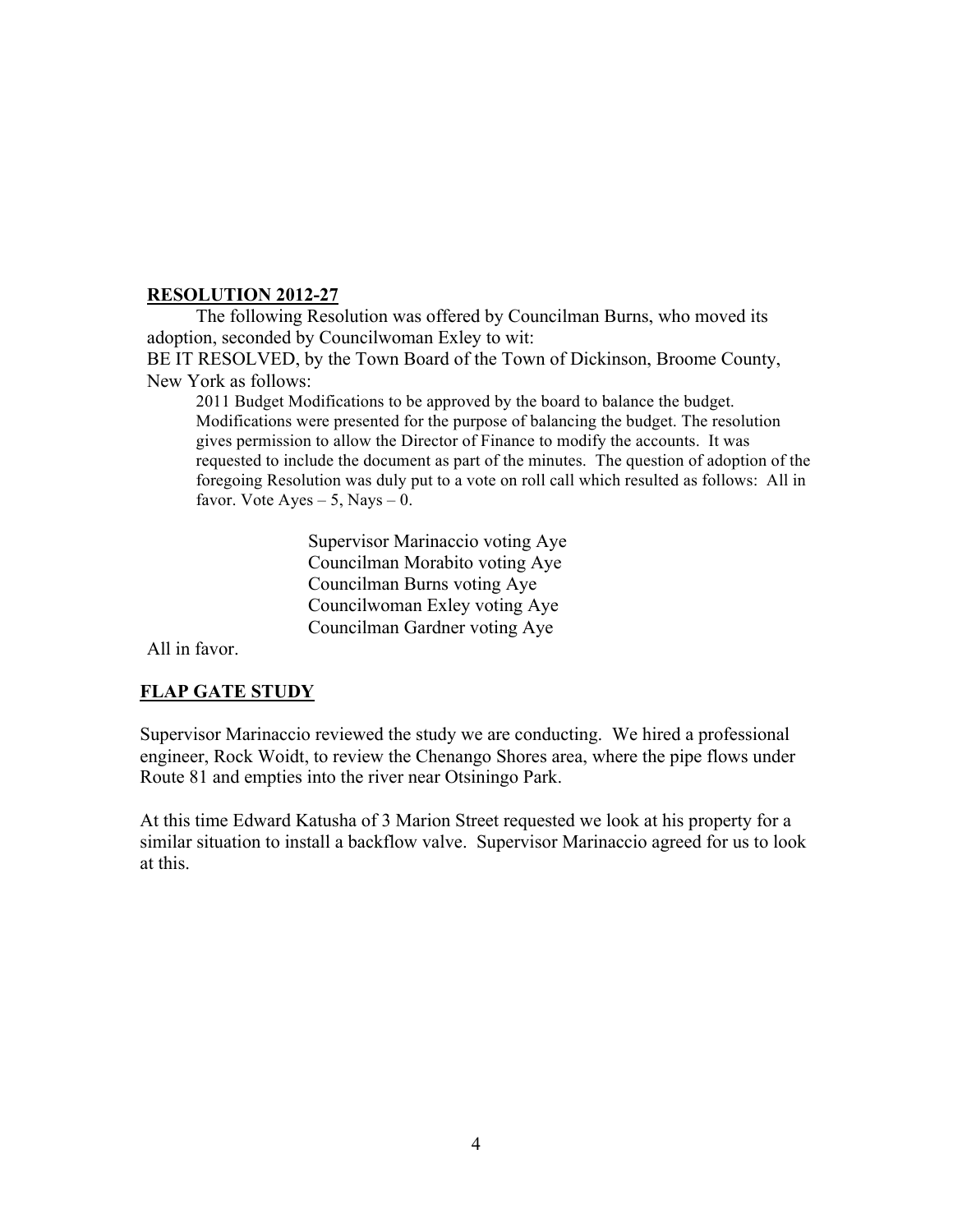**RESOLUTION 2012-27**

The following Resolution was offered by Councilman Burns, who moved its adoption, seconded by Councilwoman Exley to wit:

BE IT RESOLVED, by the Town Board of the Town of Dickinson, Broome County, New York as follows:

> 2011 Budget Modifications to be approved by the board to balance the budget. Modifications were presented for the purpose of balancing the budget. The resolution gives permission to allow the Director of Finance to modify the accounts. It was requested to include the document as part of the minutes. The question of adoption of the foregoing Resolution was duly put to a vote on roll call which resulted as follows: All in favor. Vote Ayes – 5, Nays – 0.

Supervisor Marinaccio voting Aye
Councilman Morabito voting Aye
Councilman Burns voting Aye
Councilwoman Exley voting Aye
Councilman Gardner voting Aye

All in favor.

**FLAP GATE STUDY**

Supervisor Marinaccio reviewed the study we are conducting. We hired a professional engineer, Rock Woidt, to review the Chenango Shores area, where the pipe flows under Route 81 and empties into the river near Otsiningo Park.

At this time Edward Katusha of 3 Marion Street requested we look at his property for a similar situation to install a backflow valve. Supervisor Marinaccio agreed for us to look at this.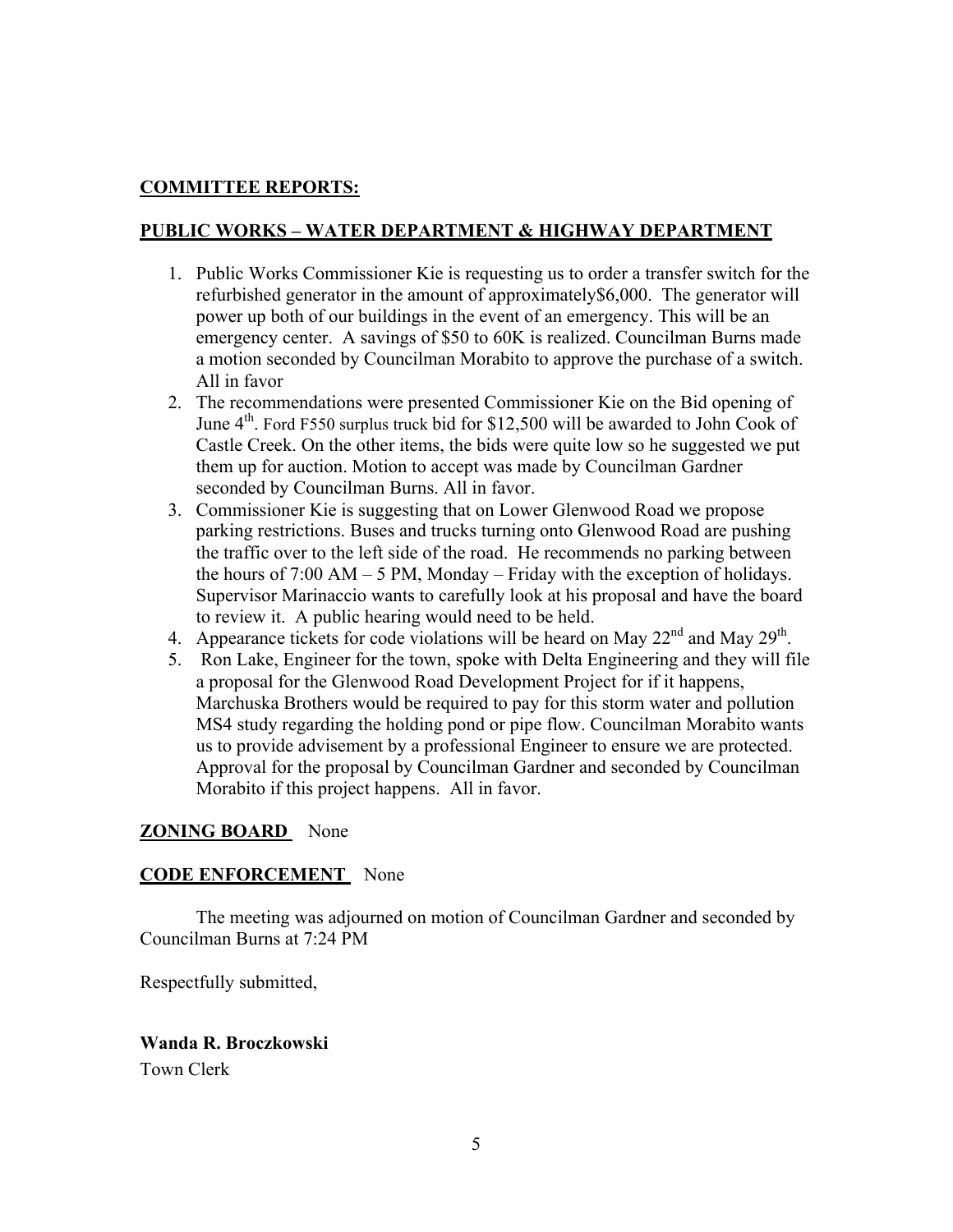**COMMITTEE REPORTS:**

**PUBLIC WORKS – WATER DEPARTMENT & HIGHWAY DEPARTMENT**

1. Public Works Commissioner Kie is requesting us to order a transfer switch for the refurbished generator in the amount of approximately$6,000. The generator will power up both of our buildings in the event of an emergency. This will be an emergency center. A savings of $50 to 60K is realized. Councilman Burns made a motion seconded by Councilman Morabito to approve the purchase of a switch. All in favor
2. The recommendations were presented Commissioner Kie on the Bid opening of June 4th. Ford F550 surplus truck bid for $12,500 will be awarded to John Cook of Castle Creek. On the other items, the bids were quite low so he suggested we put them up for auction. Motion to accept was made by Councilman Gardner seconded by Councilman Burns. All in favor.
3. Commissioner Kie is suggesting that on Lower Glenwood Road we propose parking restrictions. Buses and trucks turning onto Glenwood Road are pushing the traffic over to the left side of the road. He recommends no parking between the hours of 7:00 AM – 5 PM, Monday – Friday with the exception of holidays. Supervisor Marinaccio wants to carefully look at his proposal and have the board to review it. A public hearing would need to be held.
4. Appearance tickets for code violations will be heard on May 22nd and May 29th.
5. Ron Lake, Engineer for the town, spoke with Delta Engineering and they will file a proposal for the Glenwood Road Development Project for if it happens, Marchuska Brothers would be required to pay for this storm water and pollution MS4 study regarding the holding pond or pipe flow. Councilman Morabito wants us to provide advisement by a professional Engineer to ensure we are protected. Approval for the proposal by Councilman Gardner and seconded by Councilman Morabito if this project happens. All in favor.

**ZONING BOARD** None

**CODE ENFORCEMENT** None

The meeting was adjourned on motion of Councilman Gardner and seconded by Councilman Burns at 7:24 PM

Respectfully submitted,

**Wanda R. Broczkowski**
Town Clerk